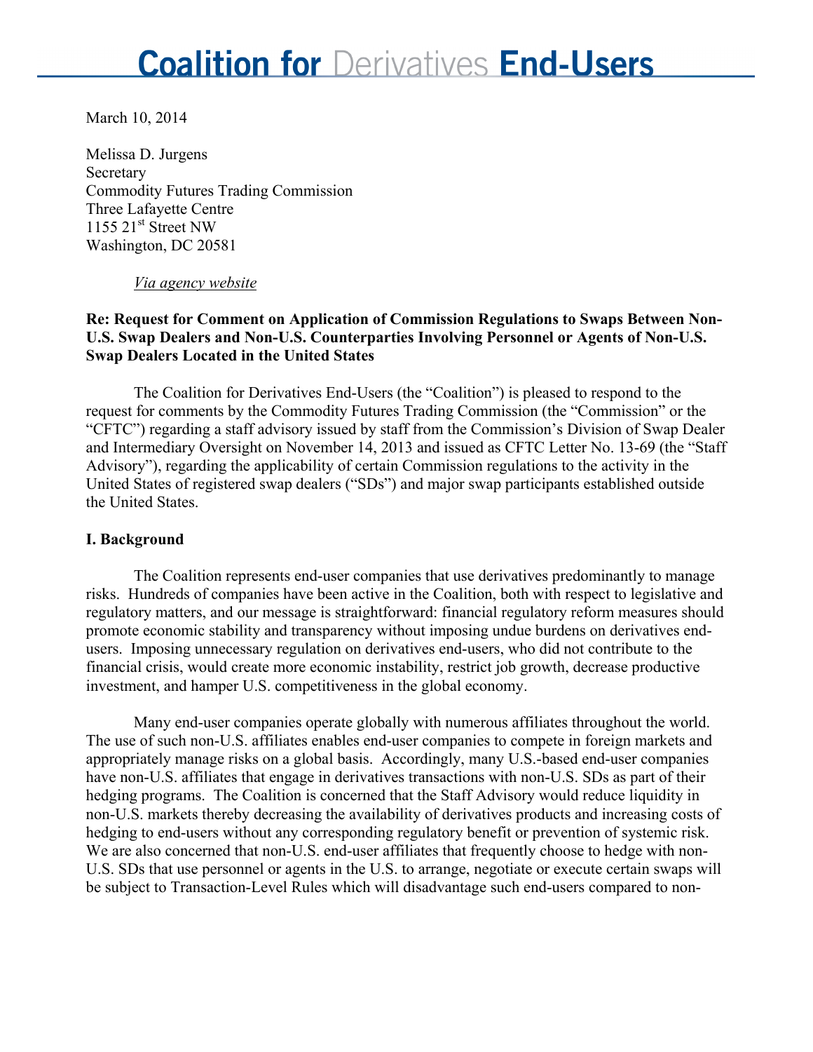# Coalition for Derivatives End-Users

March 10, 2014

Melissa D. Jurgens
Secretary
Commodity Futures Trading Commission
Three Lafayette Centre
1155 21st Street NW
Washington, DC 20581

*Via agency website*

**Re: Request for Comment on Application of Commission Regulations to Swaps Between Non-U.S. Swap Dealers and Non-U.S. Counterparties Involving Personnel or Agents of Non-U.S. Swap Dealers Located in the United States**

The Coalition for Derivatives End-Users (the "Coalition") is pleased to respond to the request for comments by the Commodity Futures Trading Commission (the "Commission" or the "CFTC") regarding a staff advisory issued by staff from the Commission's Division of Swap Dealer and Intermediary Oversight on November 14, 2013 and issued as CFTC Letter No. 13-69 (the "Staff Advisory"), regarding the applicability of certain Commission regulations to the activity in the United States of registered swap dealers ("SDs") and major swap participants established outside the United States.

## I. Background

The Coalition represents end-user companies that use derivatives predominantly to manage risks. Hundreds of companies have been active in the Coalition, both with respect to legislative and regulatory matters, and our message is straightforward: financial regulatory reform measures should promote economic stability and transparency without imposing undue burdens on derivatives end-users. Imposing unnecessary regulation on derivatives end-users, who did not contribute to the financial crisis, would create more economic instability, restrict job growth, decrease productive investment, and hamper U.S. competitiveness in the global economy.

Many end-user companies operate globally with numerous affiliates throughout the world. The use of such non-U.S. affiliates enables end-user companies to compete in foreign markets and appropriately manage risks on a global basis. Accordingly, many U.S.-based end-user companies have non-U.S. affiliates that engage in derivatives transactions with non-U.S. SDs as part of their hedging programs. The Coalition is concerned that the Staff Advisory would reduce liquidity in non-U.S. markets thereby decreasing the availability of derivatives products and increasing costs of hedging to end-users without any corresponding regulatory benefit or prevention of systemic risk. We are also concerned that non-U.S. end-user affiliates that frequently choose to hedge with non-U.S. SDs that use personnel or agents in the U.S. to arrange, negotiate or execute certain swaps will be subject to Transaction-Level Rules which will disadvantage such end-users compared to non-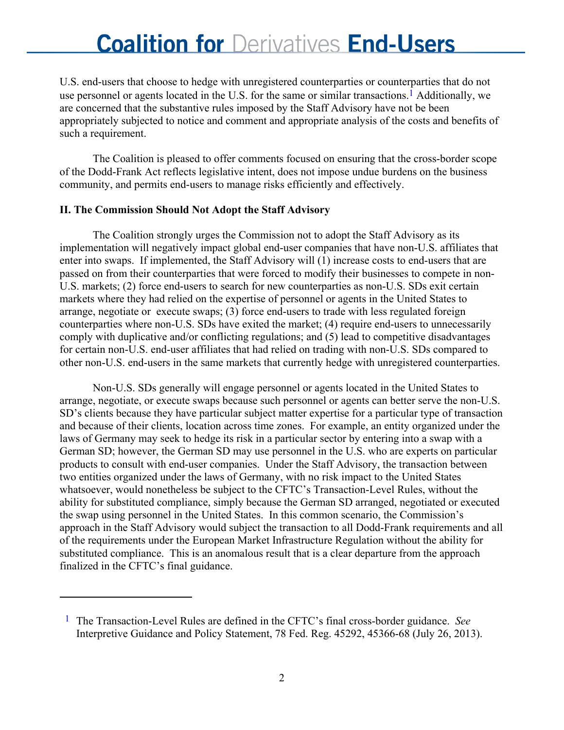U.S. end-users that choose to hedge with unregistered counterparties or counterparties that do not use personnel or agents located in the U.S. for the same or similar transactions.[1] Additionally, we are concerned that the substantive rules imposed by the Staff Advisory have not be been appropriately subjected to notice and comment and appropriate analysis of the costs and benefits of such a requirement.

The Coalition is pleased to offer comments focused on ensuring that the cross-border scope of the Dodd-Frank Act reflects legislative intent, does not impose undue burdens on the business community, and permits end-users to manage risks efficiently and effectively.

**II. The Commission Should Not Adopt the Staff Advisory**

The Coalition strongly urges the Commission not to adopt the Staff Advisory as its implementation will negatively impact global end-user companies that have non-U.S. affiliates that enter into swaps. If implemented, the Staff Advisory will (1) increase costs to end-users that are passed on from their counterparties that were forced to modify their businesses to compete in non-U.S. markets; (2) force end-users to search for new counterparties as non-U.S. SDs exit certain markets where they had relied on the expertise of personnel or agents in the United States to arrange, negotiate or execute swaps; (3) force end-users to trade with less regulated foreign counterparties where non-U.S. SDs have exited the market; (4) require end-users to unnecessarily comply with duplicative and/or conflicting regulations; and (5) lead to competitive disadvantages for certain non-U.S. end-user affiliates that had relied on trading with non-U.S. SDs compared to other non-U.S. end-users in the same markets that currently hedge with unregistered counterparties.

Non-U.S. SDs generally will engage personnel or agents located in the United States to arrange, negotiate, or execute swaps because such personnel or agents can better serve the non-U.S. SD's clients because they have particular subject matter expertise for a particular type of transaction and because of their clients, location across time zones. For example, an entity organized under the laws of Germany may seek to hedge its risk in a particular sector by entering into a swap with a German SD; however, the German SD may use personnel in the U.S. who are experts on particular products to consult with end-user companies. Under the Staff Advisory, the transaction between two entities organized under the laws of Germany, with no risk impact to the United States whatsoever, would nonetheless be subject to the CFTC's Transaction-Level Rules, without the ability for substituted compliance, simply because the German SD arranged, negotiated or executed the swap using personnel in the United States. In this common scenario, the Commission's approach in the Staff Advisory would subject the transaction to all Dodd-Frank requirements and all of the requirements under the European Market Infrastructure Regulation without the ability for substituted compliance. This is an anomalous result that is a clear departure from the approach finalized in the CFTC's final guidance.

---

[1] The Transaction-Level Rules are defined in the CFTC's final cross-border guidance. *See* Interpretive Guidance and Policy Statement, 78 Fed. Reg. 45292, 45366-68 (July 26, 2013).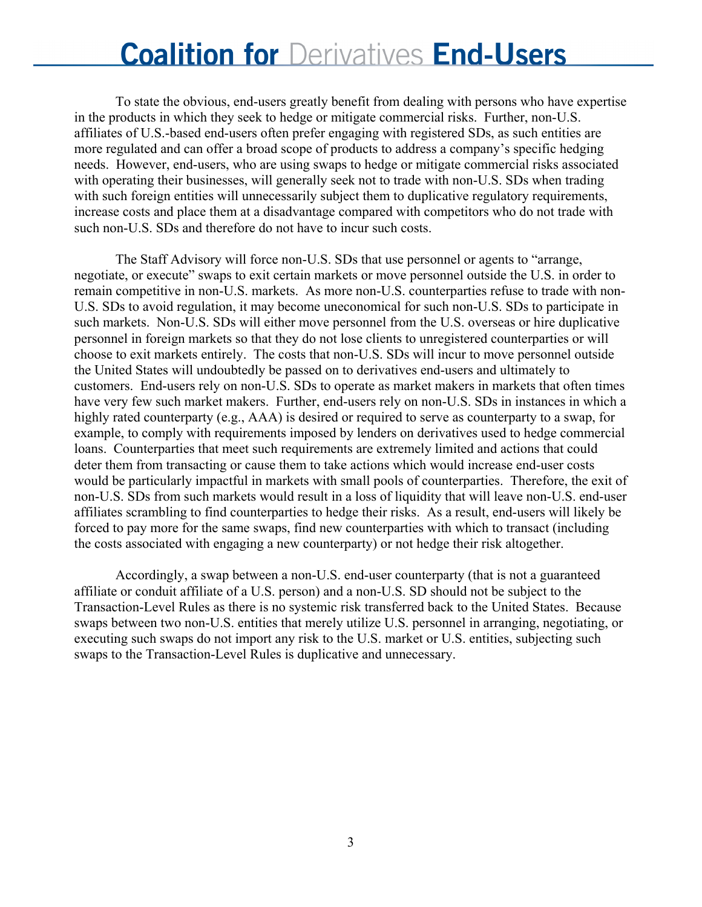To state the obvious, end-users greatly benefit from dealing with persons who have expertise in the products in which they seek to hedge or mitigate commercial risks. Further, non-U.S. affiliates of U.S.-based end-users often prefer engaging with registered SDs, as such entities are more regulated and can offer a broad scope of products to address a company's specific hedging needs. However, end-users, who are using swaps to hedge or mitigate commercial risks associated with operating their businesses, will generally seek not to trade with non-U.S. SDs when trading with such foreign entities will unnecessarily subject them to duplicative regulatory requirements, increase costs and place them at a disadvantage compared with competitors who do not trade with such non-U.S. SDs and therefore do not have to incur such costs.

The Staff Advisory will force non-U.S. SDs that use personnel or agents to "arrange, negotiate, or execute" swaps to exit certain markets or move personnel outside the U.S. in order to remain competitive in non-U.S. markets. As more non-U.S. counterparties refuse to trade with non-U.S. SDs to avoid regulation, it may become uneconomical for such non-U.S. SDs to participate in such markets. Non-U.S. SDs will either move personnel from the U.S. overseas or hire duplicative personnel in foreign markets so that they do not lose clients to unregistered counterparties or will choose to exit markets entirely. The costs that non-U.S. SDs will incur to move personnel outside the United States will undoubtedly be passed on to derivatives end-users and ultimately to customers. End-users rely on non-U.S. SDs to operate as market makers in markets that often times have very few such market makers. Further, end-users rely on non-U.S. SDs in instances in which a highly rated counterparty (e.g., AAA) is desired or required to serve as counterparty to a swap, for example, to comply with requirements imposed by lenders on derivatives used to hedge commercial loans. Counterparties that meet such requirements are extremely limited and actions that could deter them from transacting or cause them to take actions which would increase end-user costs would be particularly impactful in markets with small pools of counterparties. Therefore, the exit of non-U.S. SDs from such markets would result in a loss of liquidity that will leave non-U.S. end-user affiliates scrambling to find counterparties to hedge their risks. As a result, end-users will likely be forced to pay more for the same swaps, find new counterparties with which to transact (including the costs associated with engaging a new counterparty) or not hedge their risk altogether.

Accordingly, a swap between a non-U.S. end-user counterparty (that is not a guaranteed affiliate or conduit affiliate of a U.S. person) and a non-U.S. SD should not be subject to the Transaction-Level Rules as there is no systemic risk transferred back to the United States. Because swaps between two non-U.S. entities that merely utilize U.S. personnel in arranging, negotiating, or executing such swaps do not import any risk to the U.S. market or U.S. entities, subjecting such swaps to the Transaction-Level Rules is duplicative and unnecessary.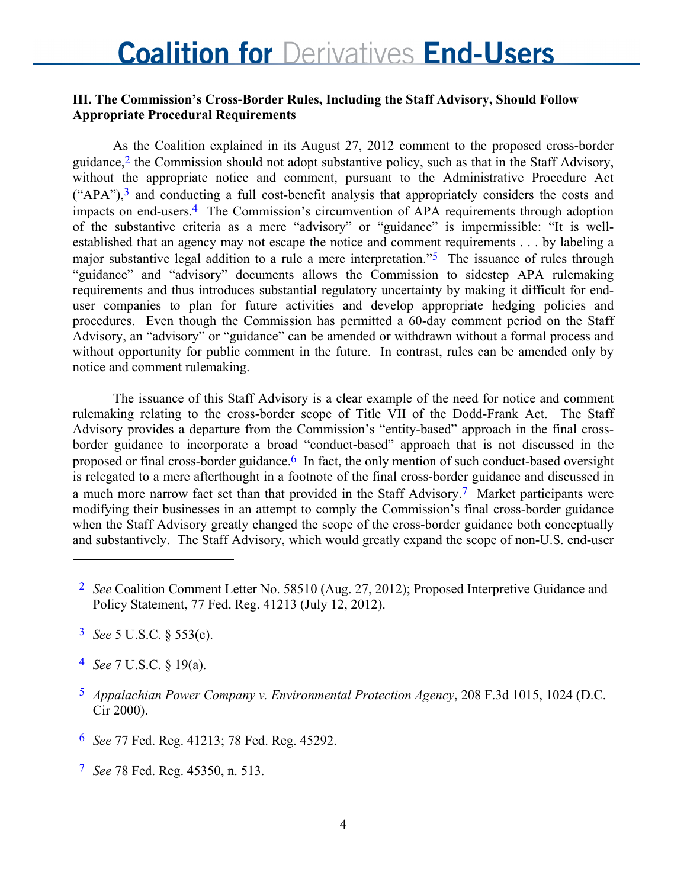### III. The Commission's Cross-Border Rules, Including the Staff Advisory, Should Follow Appropriate Procedural Requirements

As the Coalition explained in its August 27, 2012 comment to the proposed cross-border guidance,[2] the Commission should not adopt substantive policy, such as that in the Staff Advisory, without the appropriate notice and comment, pursuant to the Administrative Procedure Act ("APA"),[3] and conducting a full cost-benefit analysis that appropriately considers the costs and impacts on end-users.[4] The Commission's circumvention of APA requirements through adoption of the substantive criteria as a mere "advisory" or "guidance" is impermissible: "It is well-established that an agency may not escape the notice and comment requirements . . . by labeling a major substantive legal addition to a rule a mere interpretation."[5] The issuance of rules through "guidance" and "advisory" documents allows the Commission to sidestep APA rulemaking requirements and thus introduces substantial regulatory uncertainty by making it difficult for end-user companies to plan for future activities and develop appropriate hedging policies and procedures. Even though the Commission has permitted a 60-day comment period on the Staff Advisory, an "advisory" or "guidance" can be amended or withdrawn without a formal process and without opportunity for public comment in the future. In contrast, rules can be amended only by notice and comment rulemaking.

The issuance of this Staff Advisory is a clear example of the need for notice and comment rulemaking relating to the cross-border scope of Title VII of the Dodd-Frank Act. The Staff Advisory provides a departure from the Commission's "entity-based" approach in the final cross-border guidance to incorporate a broad "conduct-based" approach that is not discussed in the proposed or final cross-border guidance.[6] In fact, the only mention of such conduct-based oversight is relegated to a mere afterthought in a footnote of the final cross-border guidance and discussed in a much more narrow fact set than that provided in the Staff Advisory.[7] Market participants were modifying their businesses in an attempt to comply the Commission's final cross-border guidance when the Staff Advisory greatly changed the scope of the cross-border guidance both conceptually and substantively. The Staff Advisory, which would greatly expand the scope of non-U.S. end-user

---

[2] *See* Coalition Comment Letter No. 58510 (Aug. 27, 2012); Proposed Interpretive Guidance and Policy Statement, 77 Fed. Reg. 41213 (July 12, 2012).

[3] *See* 5 U.S.C. § 553(c).

[4] *See* 7 U.S.C. § 19(a).

[5] *Appalachian Power Company v. Environmental Protection Agency*, 208 F.3d 1015, 1024 (D.C. Cir 2000).

[6] *See* 77 Fed. Reg. 41213; 78 Fed. Reg. 45292.

[7] *See* 78 Fed. Reg. 45350, n. 513.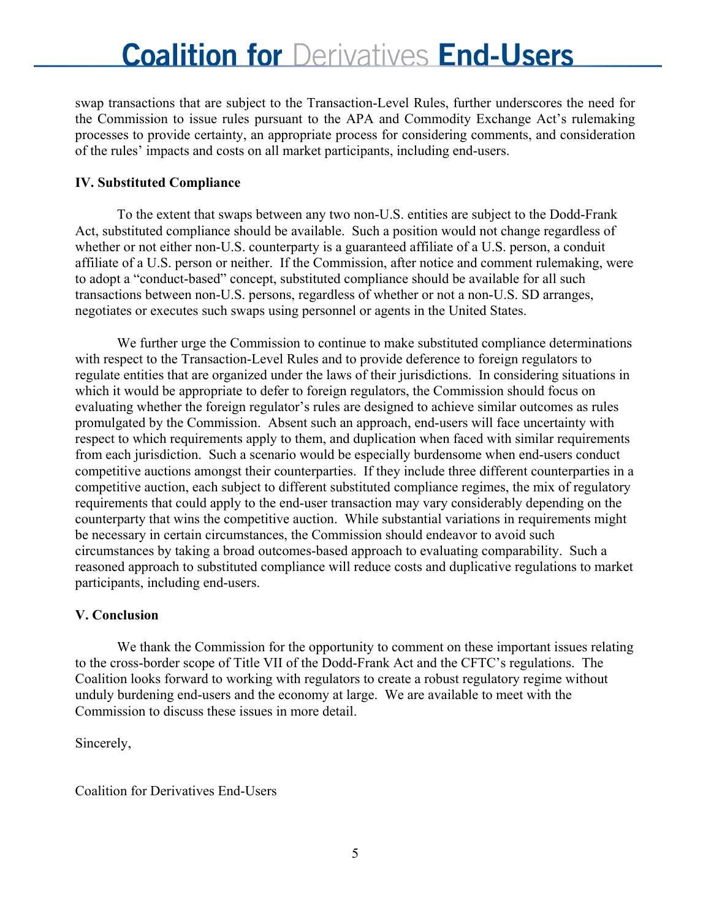swap transactions that are subject to the Transaction-Level Rules, further underscores the need for the Commission to issue rules pursuant to the APA and Commodity Exchange Act's rulemaking processes to provide certainty, an appropriate process for considering comments, and consideration of the rules' impacts and costs on all market participants, including end-users.

## IV. Substituted Compliance

To the extent that swaps between any two non-U.S. entities are subject to the Dodd-Frank Act, substituted compliance should be available. Such a position would not change regardless of whether or not either non-U.S. counterparty is a guaranteed affiliate of a U.S. person, a conduit affiliate of a U.S. person or neither. If the Commission, after notice and comment rulemaking, were to adopt a "conduct-based" concept, substituted compliance should be available for all such transactions between non-U.S. persons, regardless of whether or not a non-U.S. SD arranges, negotiates or executes such swaps using personnel or agents in the United States.

We further urge the Commission to continue to make substituted compliance determinations with respect to the Transaction-Level Rules and to provide deference to foreign regulators to regulate entities that are organized under the laws of their jurisdictions. In considering situations in which it would be appropriate to defer to foreign regulators, the Commission should focus on evaluating whether the foreign regulator's rules are designed to achieve similar outcomes as rules promulgated by the Commission. Absent such an approach, end-users will face uncertainty with respect to which requirements apply to them, and duplication when faced with similar requirements from each jurisdiction. Such a scenario would be especially burdensome when end-users conduct competitive auctions amongst their counterparties. If they include three different counterparties in a competitive auction, each subject to different substituted compliance regimes, the mix of regulatory requirements that could apply to the end-user transaction may vary considerably depending on the counterparty that wins the competitive auction. While substantial variations in requirements might be necessary in certain circumstances, the Commission should endeavor to avoid such circumstances by taking a broad outcomes-based approach to evaluating comparability. Such a reasoned approach to substituted compliance will reduce costs and duplicative regulations to market participants, including end-users.

## V. Conclusion

We thank the Commission for the opportunity to comment on these important issues relating to the cross-border scope of Title VII of the Dodd-Frank Act and the CFTC's regulations. The Coalition looks forward to working with regulators to create a robust regulatory regime without unduly burdening end-users and the economy at large. We are available to meet with the Commission to discuss these issues in more detail.

Sincerely,

Coalition for Derivatives End-Users